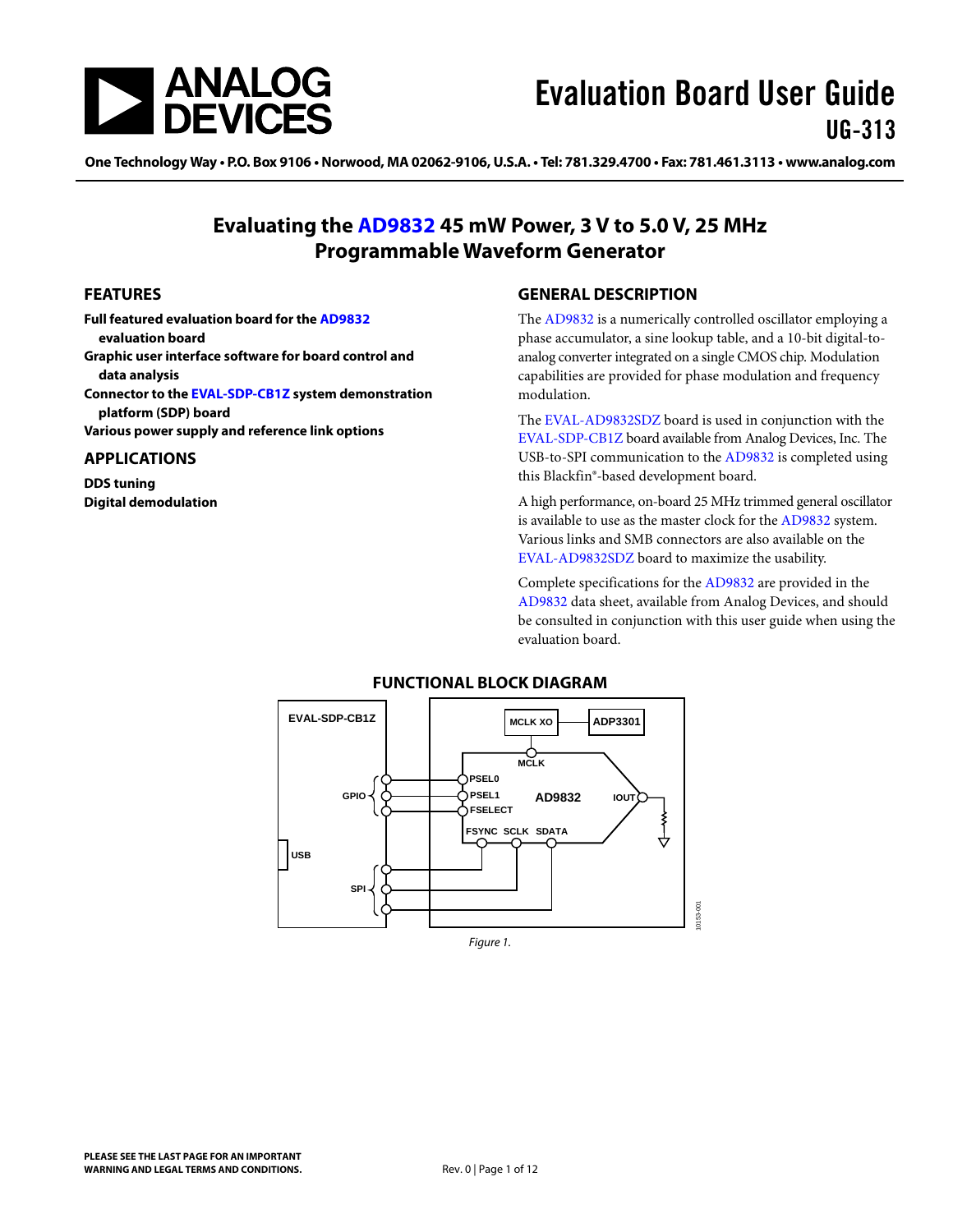# Evaluation Board User Guide
## UG-313

One Technology Way • P.O. Box 9106 • Norwood, MA 02062-9106, U.S.A. • Tel: 781.329.4700 • Fax: 781.461.3113 • www.analog.com

## Evaluating the AD9832 45 mW Power, 3 V to 5.0 V, 25 MHz Programmable Waveform Generator

### FEATURES

**Full featured evaluation board for the AD9832 evaluation board**
**Graphic user interface software for board control and data analysis**
**Connector to the EVAL-SDP-CB1Z system demonstration platform (SDP) board**
**Various power supply and reference link options**

### APPLICATIONS

**DDS tuning**
**Digital demodulation**

### GENERAL DESCRIPTION

The AD9832 is a numerically controlled oscillator employing a phase accumulator, a sine lookup table, and a 10-bit digital-to-analog converter integrated on a single CMOS chip. Modulation capabilities are provided for phase modulation and frequency modulation.

The EVAL-AD9832SDZ board is used in conjunction with the EVAL-SDP-CB1Z board available from Analog Devices, Inc. The USB-to-SPI communication to the AD9832 is completed using this Blackfin®-based development board.

A high performance, on-board 25 MHz trimmed general oscillator is available to use as the master clock for the AD9832 system. Various links and SMB connectors are also available on the EVAL-AD9832SDZ board to maximize the usability.

Complete specifications for the AD9832 are provided in the AD9832 data sheet, available from Analog Devices, and should be consulted in conjunction with this user guide when using the evaluation board.

### FUNCTIONAL BLOCK DIAGRAM

*Figure 1.*

PLEASE SEE THE LAST PAGE FOR AN IMPORTANT WARNING AND LEGAL TERMS AND CONDITIONS.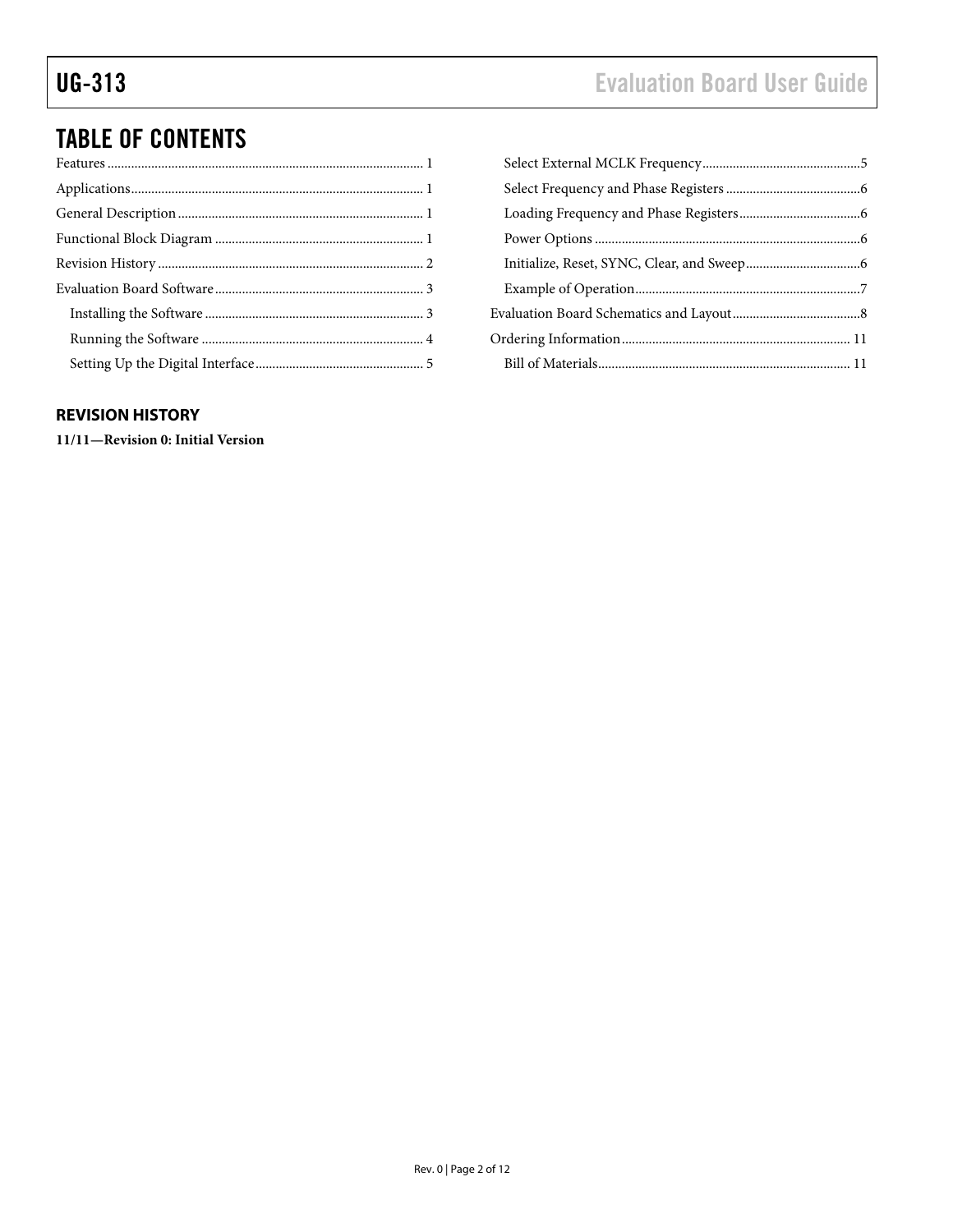# TABLE OF CONTENTS

Features ............................................................................................ 1

Applications ..................................................................................... 1

General Description ........................................................................ 1

Functional Block Diagram ............................................................. 1

Revision History .............................................................................. 2

Evaluation Board Software ............................................................. 3

- Installing the Software ................................................................ 3
- Running the Software ................................................................. 4
- Setting Up the Digital Interface ................................................. 5
- Select External MCLK Frequency .............................................. 5
- Select Frequency and Phase Registers ........................................ 6
- Loading Frequency and Phase Registers .................................... 6
- Power Options .............................................................................. 6
- Initialize, Reset, SYNC, Clear, and Sweep .................................. 6
- Example of Operation .................................................................. 7

Evaluation Board Schematics and Layout ...................................... 8

Ordering Information ................................................................... 11

- Bill of Materials .......................................................................... 11

## REVISION HISTORY

**11/11—Revision 0: Initial Version**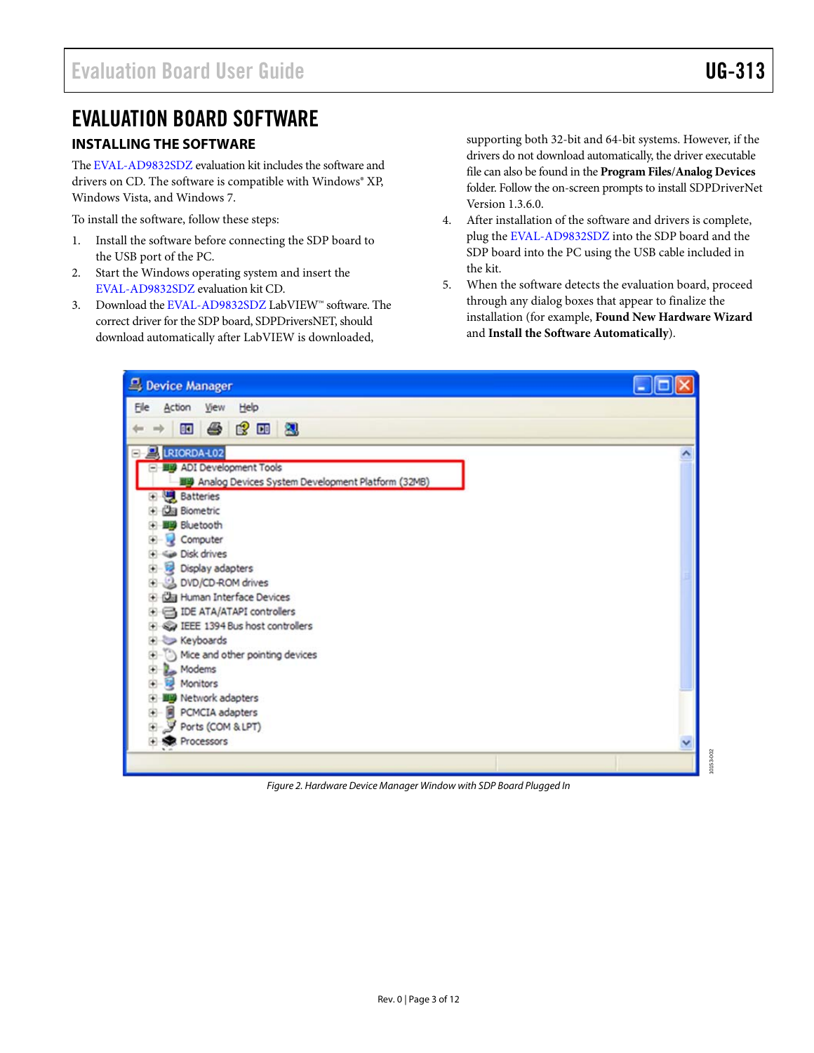# EVALUATION BOARD SOFTWARE

## INSTALLING THE SOFTWARE

The EVAL-AD9832SDZ evaluation kit includes the software and drivers on CD. The software is compatible with Windows® XP, Windows Vista, and Windows 7.

To install the software, follow these steps:

1. Install the software before connecting the SDP board to the USB port of the PC.
2. Start the Windows operating system and insert the EVAL-AD9832SDZ evaluation kit CD.
3. Download the EVAL-AD9832SDZ LabVIEW™ software. The correct driver for the SDP board, SDPDriversNET, should download automatically after LabVIEW is downloaded, supporting both 32-bit and 64-bit systems. However, if the drivers do not download automatically, the driver executable file can also be found in the **Program Files/Analog Devices** folder. Follow the on-screen prompts to install SDPDriverNet Version 1.3.6.0.
4. After installation of the software and drivers is complete, plug the EVAL-AD9832SDZ into the SDP board and the SDP board into the PC using the USB cable included in the kit.
5. When the software detects the evaluation board, proceed through any dialog boxes that appear to finalize the installation (for example, **Found New Hardware Wizard** and **Install the Software Automatically**).

*Figure 2. Hardware Device Manager Window with SDP Board Plugged In*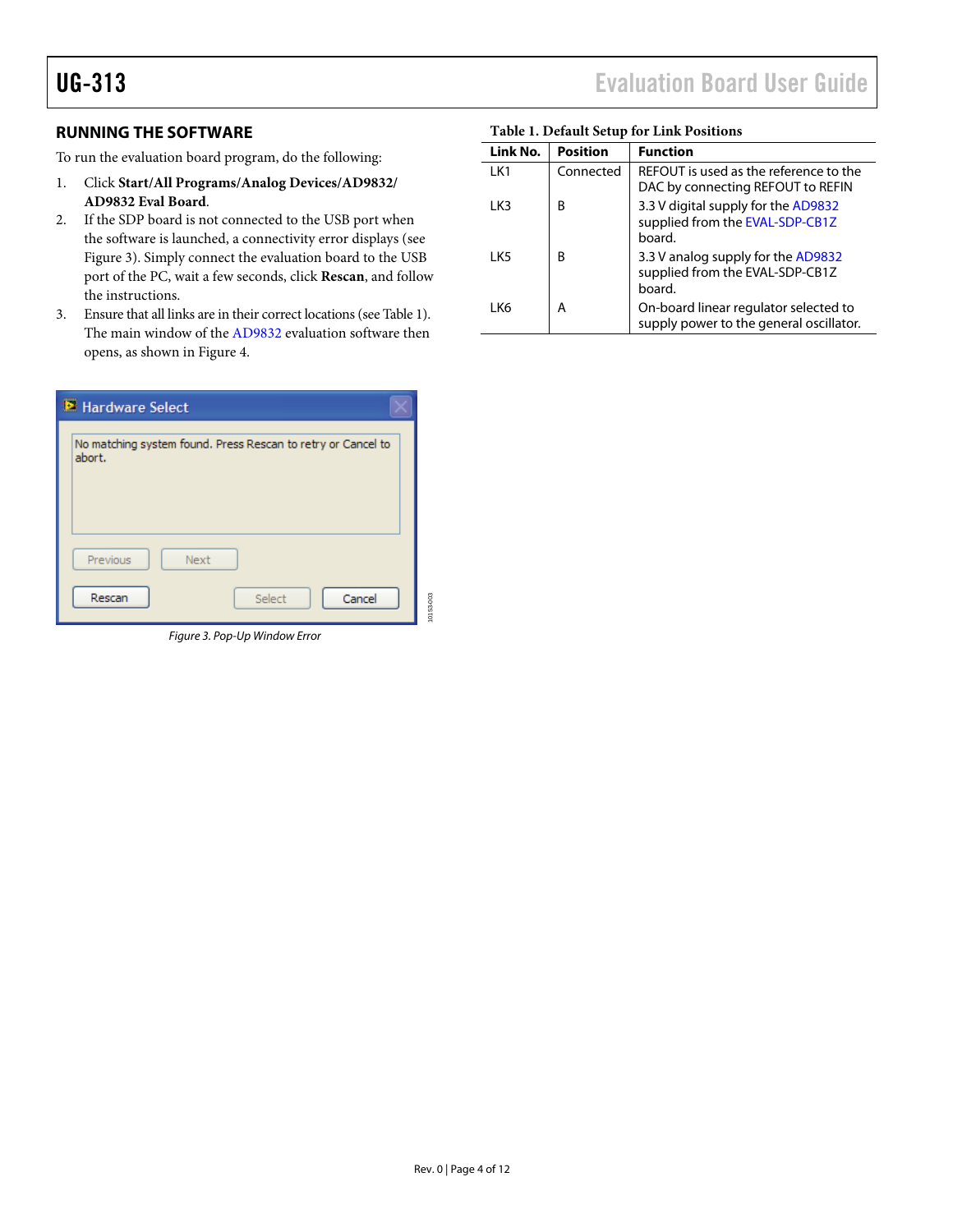## RUNNING THE SOFTWARE

To run the evaluation board program, do the following:

1. Click **Start/All Programs/Analog Devices/AD9832/ AD9832 Eval Board**.
2. If the SDP board is not connected to the USB port when the software is launched, a connectivity error displays (see Figure 3). Simply connect the evaluation board to the USB port of the PC, wait a few seconds, click **Rescan**, and follow the instructions.
3. Ensure that all links are in their correct locations (see Table 1). The main window of the AD9832 evaluation software then opens, as shown in Figure 4.

Figure 3. Pop-Up Window Error

**Table 1. Default Setup for Link Positions**

| Link No. | Position | Function |
|---|---|---|
| LK1 | Connected | REFOUT is used as the reference to the DAC by connecting REFOUT to REFIN |
| LK3 | B | 3.3 V digital supply for the AD9832 supplied from the EVAL-SDP-CB1Z board. |
| LK5 | B | 3.3 V analog supply for the AD9832 supplied from the EVAL-SDP-CB1Z board. |
| LK6 | A | On-board linear regulator selected to supply power to the general oscillator. |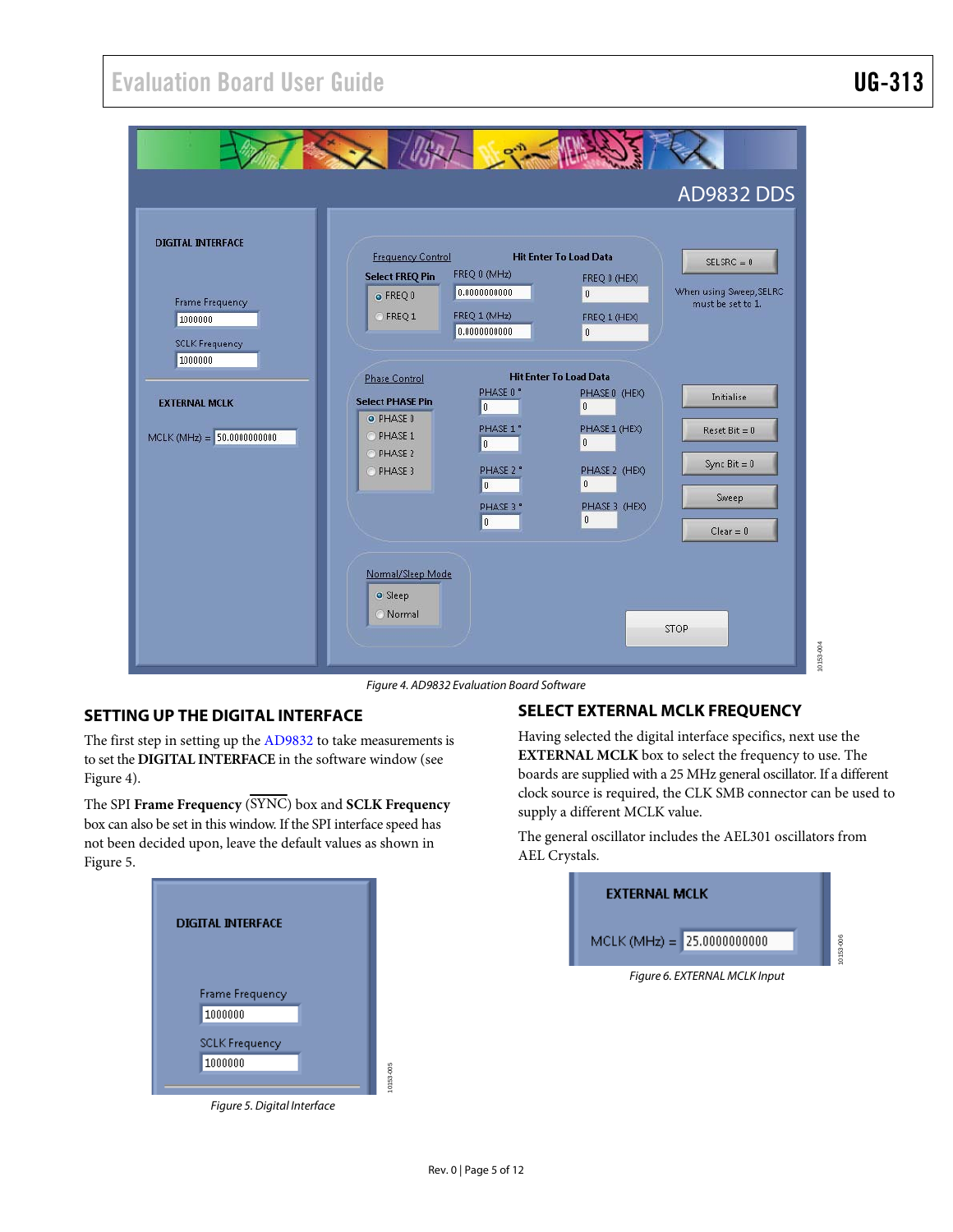Figure 4. AD9832 Evaluation Board Software

## SETTING UP THE DIGITAL INTERFACE

The first step in setting up the AD9832 to take measurements is to set the **DIGITAL INTERFACE** in the software window (see Figure 4).

The SPI **Frame Frequency** ($\overline{\text{SYNC}}$) box and **SCLK Frequency** box can also be set in this window. If the SPI interface speed has not been decided upon, leave the default values as shown in Figure 5.

Figure 5. Digital Interface

## SELECT EXTERNAL MCLK FREQUENCY

Having selected the digital interface specifics, next use the **EXTERNAL MCLK** box to select the frequency to use. The boards are supplied with a 25 MHz general oscillator. If a different clock source is required, the CLK SMB connector can be used to supply a different MCLK value.

The general oscillator includes the AEL301 oscillators from AEL Crystals.

Figure 6. EXTERNAL MCLK Input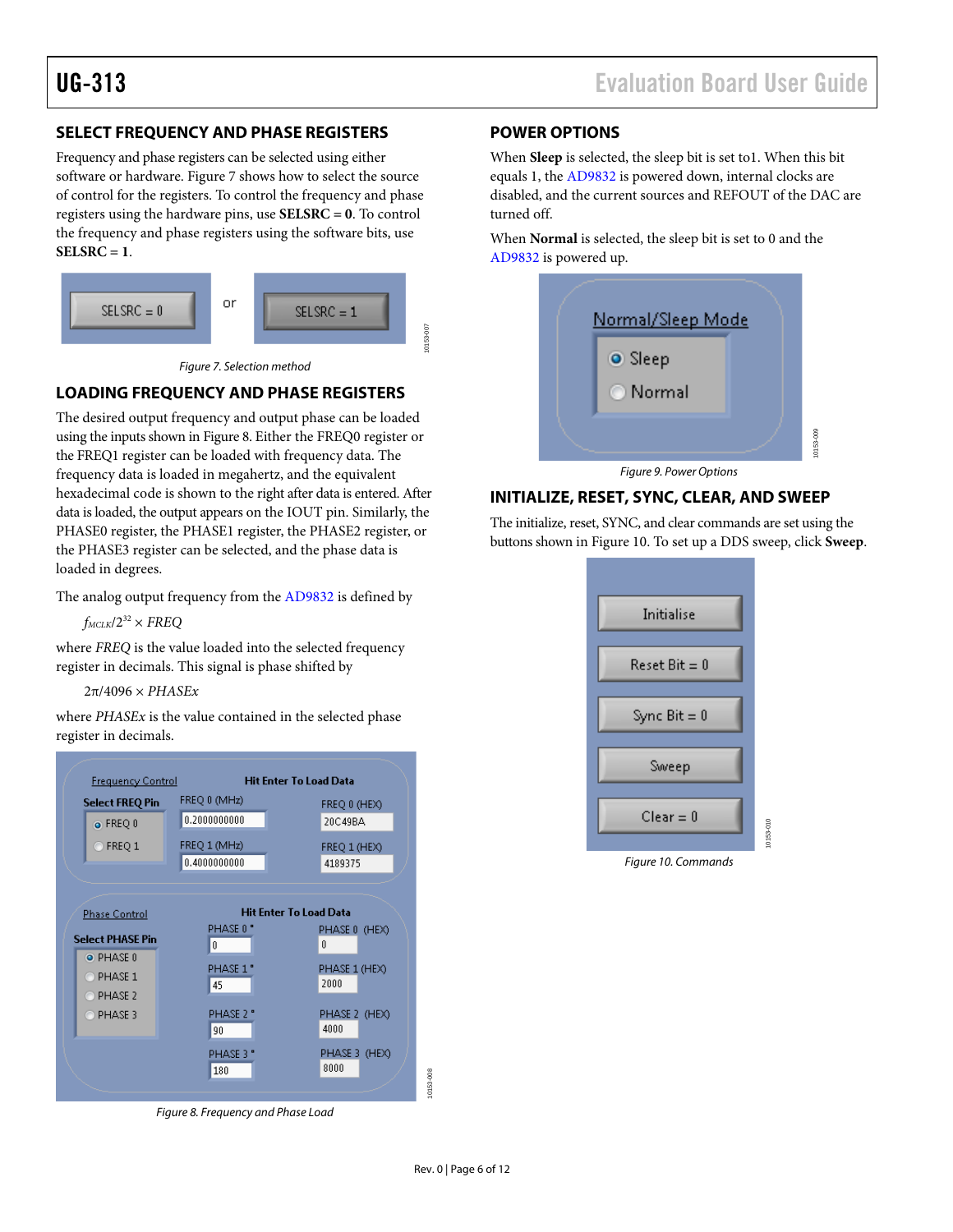## SELECT FREQUENCY AND PHASE REGISTERS

Frequency and phase registers can be selected using either software or hardware. Figure 7 shows how to select the source of control for the registers. To control the frequency and phase registers using the hardware pins, use **SELSRC = 0**. To control the frequency and phase registers using the software bits, use **SELSRC = 1**.

*Figure 7. Selection method*

## LOADING FREQUENCY AND PHASE REGISTERS

The desired output frequency and output phase can be loaded using the inputs shown in Figure 8. Either the FREQ0 register or the FREQ1 register can be loaded with frequency data. The frequency data is loaded in megahertz, and the equivalent hexadecimal code is shown to the right after data is entered. After data is loaded, the output appears on the IOUT pin. Similarly, the PHASE0 register, the PHASE1 register, the PHASE2 register, or the PHASE3 register can be selected, and the phase data is loaded in degrees.

The analog output frequency from the AD9832 is defined by

$f_{MCLK}/2^{32} \times FREQ$

where *FREQ* is the value loaded into the selected frequency register in decimals. This signal is phase shifted by

$2\pi/4096 \times PHASEx$

where *PHASEx* is the value contained in the selected phase register in decimals.

*Figure 8. Frequency and Phase Load*

## POWER OPTIONS

When **Sleep** is selected, the sleep bit is set to1. When this bit equals 1, the AD9832 is powered down, internal clocks are disabled, and the current sources and REFOUT of the DAC are turned off.

When **Normal** is selected, the sleep bit is set to 0 and the AD9832 is powered up.

*Figure 9. Power Options*

## INITIALIZE, RESET, SYNC, CLEAR, AND SWEEP

The initialize, reset, SYNC, and clear commands are set using the buttons shown in Figure 10. To set up a DDS sweep, click **Sweep**.

*Figure 10. Commands*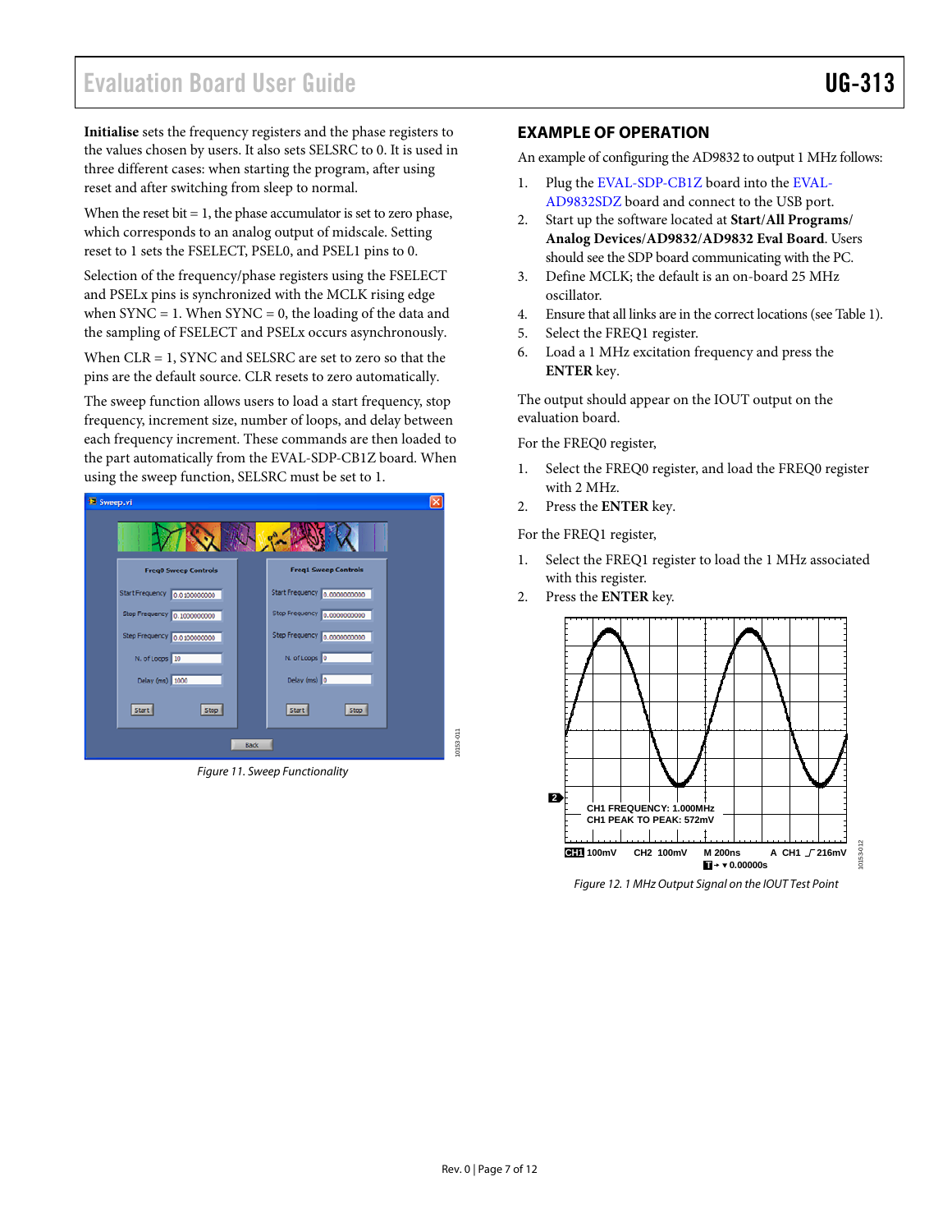**Initialise** sets the frequency registers and the phase registers to the values chosen by users. It also sets SELSRC to 0. It is used in three different cases: when starting the program, after using reset and after switching from sleep to normal.

When the reset bit = 1, the phase accumulator is set to zero phase, which corresponds to an analog output of midscale. Setting reset to 1 sets the FSELECT, PSEL0, and PSEL1 pins to 0.

Selection of the frequency/phase registers using the FSELECT and PSELx pins is synchronized with the MCLK rising edge when SYNC = 1. When SYNC = 0, the loading of the data and the sampling of FSELECT and PSELx occurs asynchronously.

When CLR = 1, SYNC and SELSRC are set to zero so that the pins are the default source. CLR resets to zero automatically.

The sweep function allows users to load a start frequency, stop frequency, increment size, number of loops, and delay between each frequency increment. These commands are then loaded to the part automatically from the EVAL-SDP-CB1Z board. When using the sweep function, SELSRC must be set to 1.

*Figure 11. Sweep Functionality*

## EXAMPLE OF OPERATION

An example of configuring the AD9832 to output 1 MHz follows:

1. Plug the EVAL-SDP-CB1Z board into the EVAL-AD9832SDZ board and connect to the USB port.
2. Start up the software located at **Start/All Programs/ Analog Devices/AD9832/AD9832 Eval Board**. Users should see the SDP board communicating with the PC.
3. Define MCLK; the default is an on-board 25 MHz oscillator.
4. Ensure that all links are in the correct locations (see Table 1).
5. Select the FREQ1 register.
6. Load a 1 MHz excitation frequency and press the **ENTER** key.

The output should appear on the IOUT output on the evaluation board.

For the FREQ0 register,

1. Select the FREQ0 register, and load the FREQ0 register with 2 MHz.
2. Press the **ENTER** key.

For the FREQ1 register,

1. Select the FREQ1 register to load the 1 MHz associated with this register.
2. Press the **ENTER** key.

*Figure 12. 1 MHz Output Signal on the IOUT Test Point*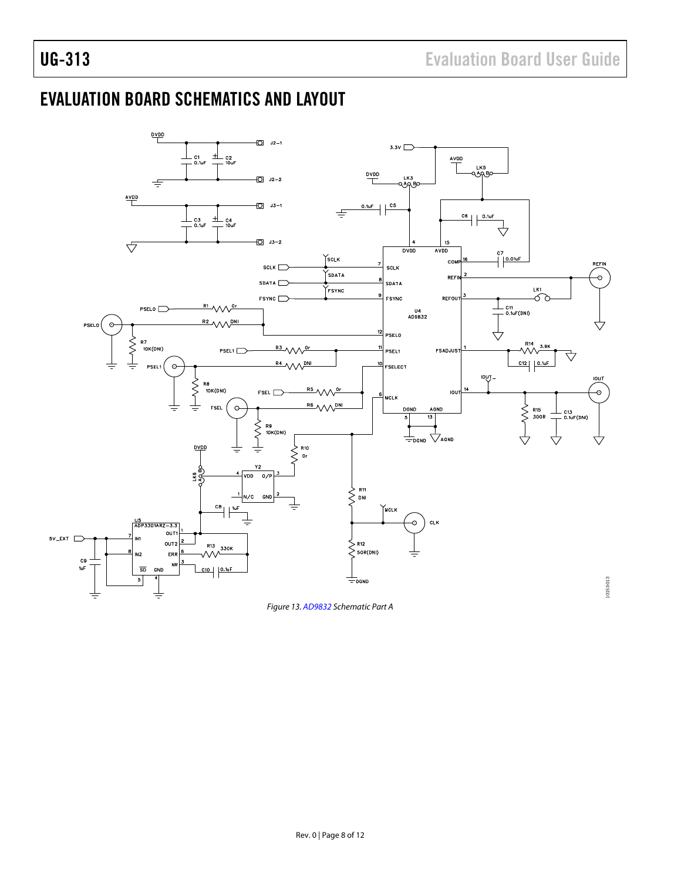# EVALUATION BOARD SCHEMATICS AND LAYOUT

Figure 13. AD9832 Schematic Part A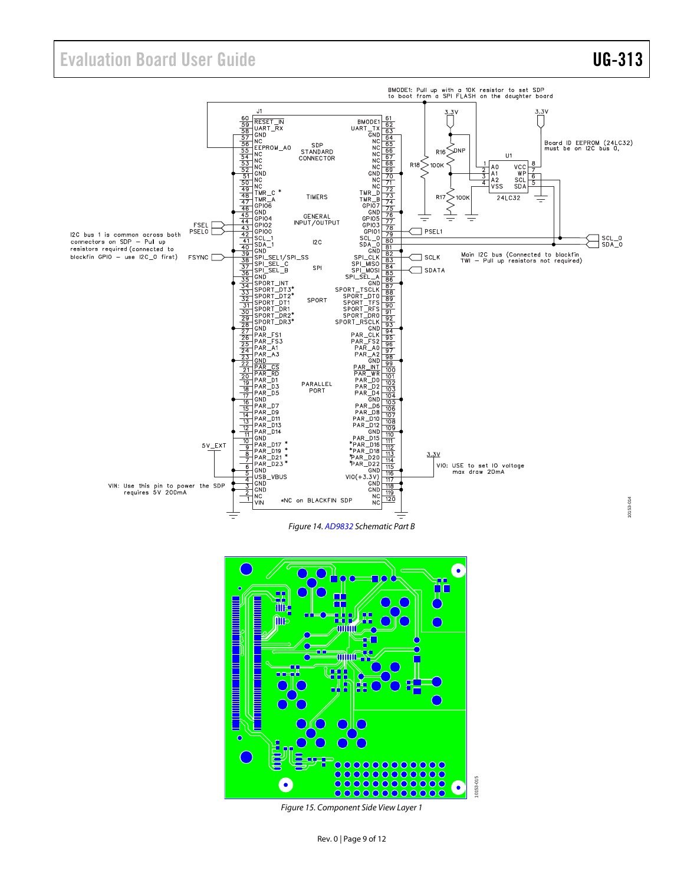Figure 14. AD9832 Schematic Part B

Figure 15. Component Side View Layer 1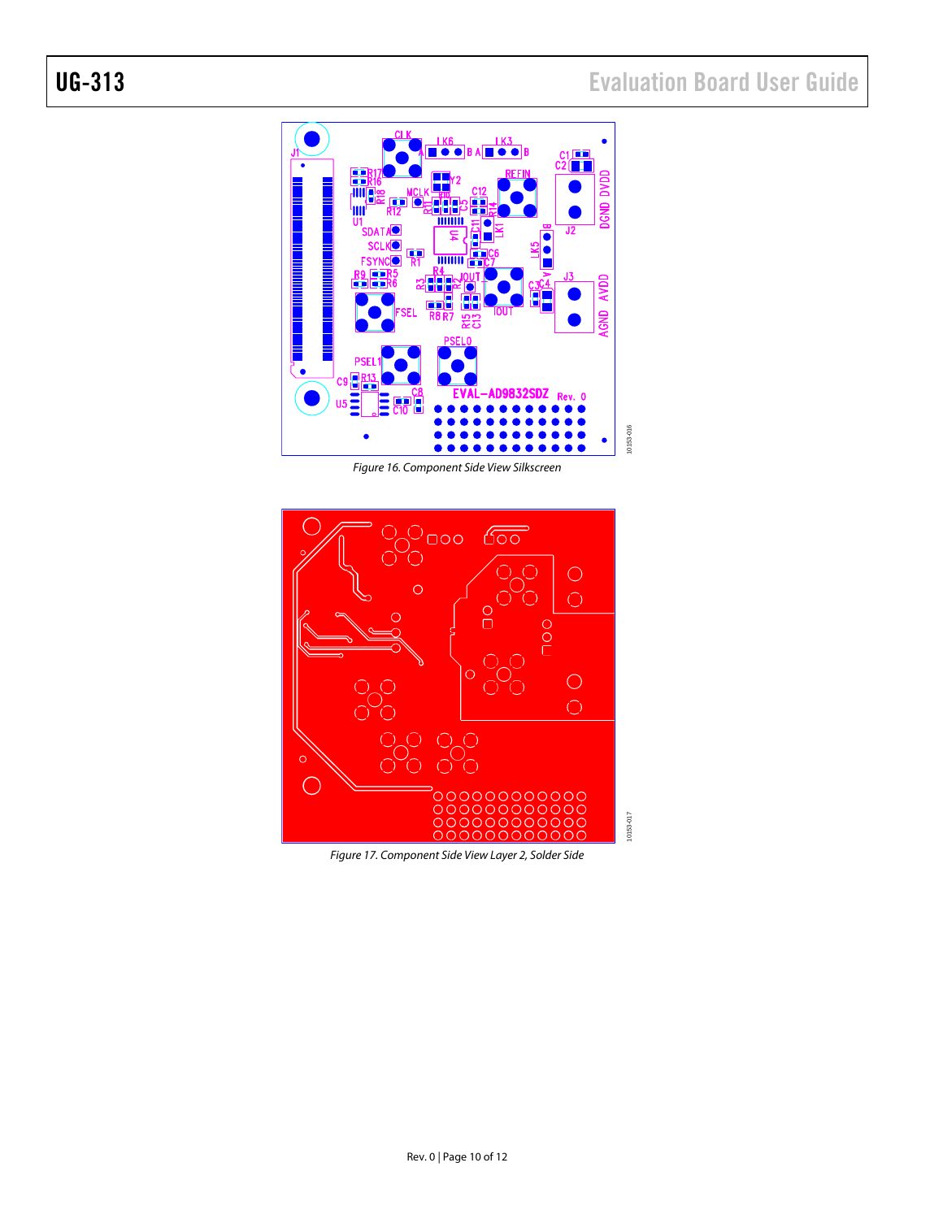Figure 16. Component Side View Silkscreen

Figure 17. Component Side View Layer 2, Solder Side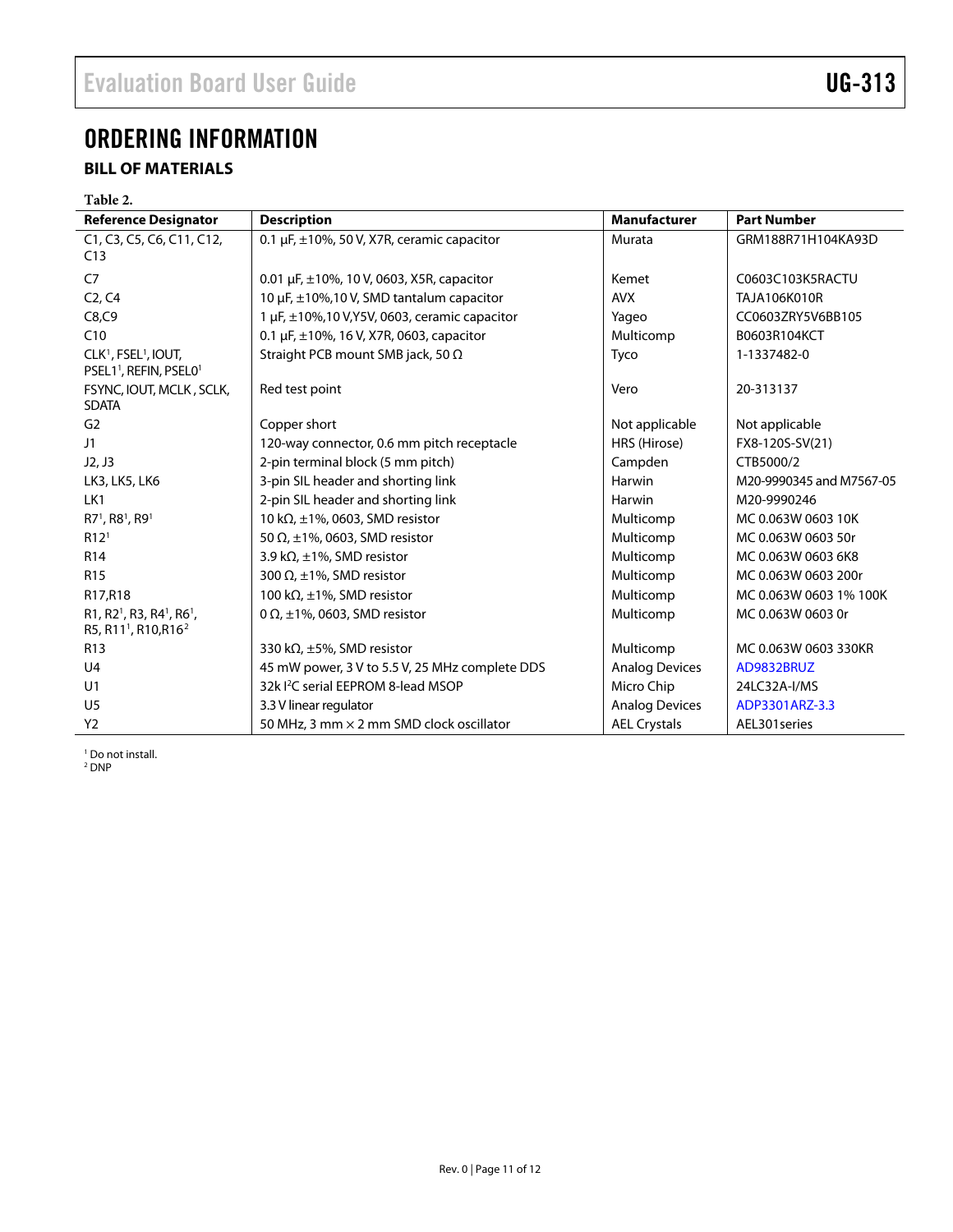# ORDERING INFORMATION

## BILL OF MATERIALS

**Table 2.**

| Reference Designator | Description | Manufacturer | Part Number |
|---|---|---|---|
| C1, C3, C5, C6, C11, C12, C13 | 0.1 µF, ±10%, 50 V, X7R, ceramic capacitor | Murata | GRM188R71H104KA93D |
| C7 | 0.01 µF, ±10%, 10 V, 0603, X5R, capacitor | Kemet | C0603C103K5RACTU |
| C2, C4 | 10 µF, ±10%,10 V, SMD tantalum capacitor | AVX | TAJA106K010R |
| C8,C9 | 1 µF, ±10%,10 V,Y5V, 0603, ceramic capacitor | Yageo | CC0603ZRY5V6BB105 |
| C10 | 0.1 µF, ±10%, 16 V, X7R, 0603, capacitor | Multicomp | B0603R104KCT |
| CLK[1], FSEL[1], IOUT, PSEL1[1], REFIN, PSEL0[1] | Straight PCB mount SMB jack, 50 Ω | Tyco | 1-1337482-0 |
| FSYNC, IOUT, MCLK , SCLK, SDATA | Red test point | Vero | 20-313137 |
| G2 | Copper short | Not applicable | Not applicable |
| J1 | 120-way connector, 0.6 mm pitch receptacle | HRS (Hirose) | FX8-120S-SV(21) |
| J2, J3 | 2-pin terminal block (5 mm pitch) | Campden | CTB5000/2 |
| LK3, LK5, LK6 | 3-pin SIL header and shorting link | Harwin | M20-9990345 and M7567-05 |
| LK1 | 2-pin SIL header and shorting link | Harwin | M20-9990246 |
| R7[1], R8[1], R9[1] | 10 kΩ, ±1%, 0603, SMD resistor | Multicomp | MC 0.063W 0603 10K |
| R12[1] | 50 Ω, ±1%, 0603, SMD resistor | Multicomp | MC 0.063W 0603 50r |
| R14 | 3.9 kΩ, ±1%, SMD resistor | Multicomp | MC 0.063W 0603 6K8 |
| R15 | 300 Ω, ±1%, SMD resistor | Multicomp | MC 0.063W 0603 200r |
| R17,R18 | 100 kΩ, ±1%, SMD resistor | Multicomp | MC 0.063W 0603 1% 100K |
| R1, R2[1], R3, R4[1], R6[1], R5, R11[1], R10,R16[2] | 0 Ω, ±1%, 0603, SMD resistor | Multicomp | MC 0.063W 0603 0r |
| R13 | 330 kΩ, ±5%, SMD resistor | Multicomp | MC 0.063W 0603 330KR |
| U4 | 45 mW power, 3 V to 5.5 V, 25 MHz complete DDS | Analog Devices | AD9832BRUZ |
| U1 | 32k I²C serial EEPROM 8-lead MSOP | Micro Chip | 24LC32A-I/MS |
| U5 | 3.3 V linear regulator | Analog Devices | ADP3301ARZ-3.3 |
| Y2 | 50 MHz, 3 mm × 2 mm SMD clock oscillator | AEL Crystals | AEL301series |

[1] Do not install.
[2] DNP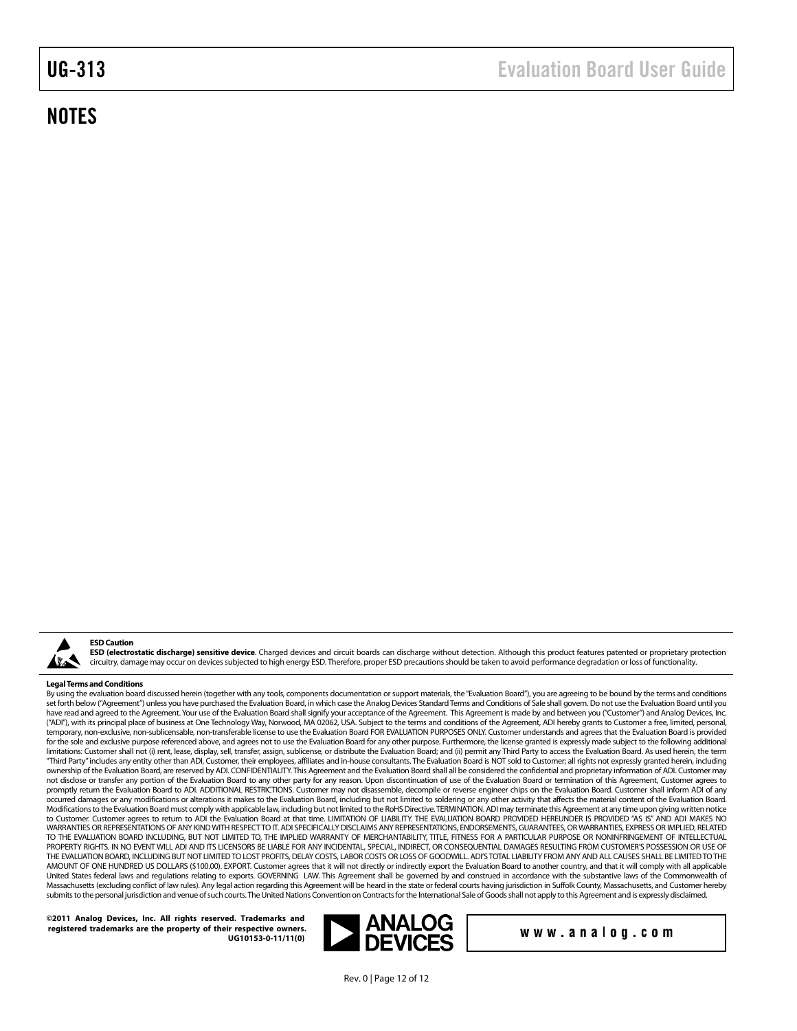## NOTES

**ESD Caution**

**ESD (electrostatic discharge) sensitive device**. Charged devices and circuit boards can discharge without detection. Although this product features patented or proprietary protection circuitry, damage may occur on devices subjected to high energy ESD. Therefore, proper ESD precautions should be taken to avoid performance degradation or loss of functionality.

**Legal Terms and Conditions**

By using the evaluation board discussed herein (together with any tools, components documentation or support materials, the "Evaluation Board"), you are agreeing to be bound by the terms and conditions set forth below ("Agreement") unless you have purchased the Evaluation Board, in which case the Analog Devices Standard Terms and Conditions of Sale shall govern. Do not use the Evaluation Board until you have read and agreed to the Agreement. Your use of the Evaluation Board shall signify your acceptance of the Agreement. This Agreement is made by and between you ("Customer") and Analog Devices, Inc. ("ADI"), with its principal place of business at One Technology Way, Norwood, MA 02062, USA. Subject to the terms and conditions of the Agreement, ADI hereby grants to Customer a free, limited, personal, temporary, non-exclusive, non-sublicensable, non-transferable license to use the Evaluation Board FOR EVALUATION PURPOSES ONLY. Customer understands and agrees that the Evaluation Board is provided for the sole and exclusive purpose referenced above, and agrees not to use the Evaluation Board for any other purpose. Furthermore, the license granted is expressly made subject to the following additional limitations: Customer shall not (i) rent, lease, display, sell, transfer, assign, sublicense, or distribute the Evaluation Board; and (ii) permit any Third Party to access the Evaluation Board. As used herein, the term "Third Party" includes any entity other than ADI, Customer, their employees, affiliates and in-house consultants. The Evaluation Board is NOT sold to Customer; all rights not expressly granted herein, including ownership of the Evaluation Board, are reserved by ADI. CONFIDENTIALITY. This Agreement and the Evaluation Board shall all be considered the confidential and proprietary information of ADI. Customer may not disclose or transfer any portion of the Evaluation Board to any other party for any reason. Upon discontinuation of use of the Evaluation Board or termination of this Agreement, Customer agrees to promptly return the Evaluation Board to ADI. ADDITIONAL RESTRICTIONS. Customer may not disassemble, decompile or reverse engineer chips on the Evaluation Board. Customer shall inform ADI of any occurred damages or any modifications or alterations it makes to the Evaluation Board, including but not limited to soldering or any other activity that affects the material content of the Evaluation Board. Modifications to the Evaluation Board must comply with applicable law, including but not limited to the RoHS Directive. TERMINATION. ADI may terminate this Agreement at any time upon giving written notice to Customer. Customer agrees to return to ADI the Evaluation Board at that time. LIMITATION OF LIABILITY. THE EVALUATION BOARD PROVIDED HEREUNDER IS PROVIDED "AS IS" AND ADI MAKES NO WARRANTIES OR REPRESENTATIONS OF ANY KIND WITH RESPECT TO IT. ADI SPECIFICALLY DISCLAIMS ANY REPRESENTATIONS, ENDORSEMENTS, GUARANTEES, OR WARRANTIES, EXPRESS OR IMPLIED, RELATED TO THE EVALUATION BOARD INCLUDING, BUT NOT LIMITED TO, THE IMPLIED WARRANTY OF MERCHANTABILITY, TITLE, FITNESS FOR A PARTICULAR PURPOSE OR NONINFRINGEMENT OF INTELLECTUAL PROPERTY RIGHTS. IN NO EVENT WILL ADI AND ITS LICENSORS BE LIABLE FOR ANY INCIDENTAL, SPECIAL, INDIRECT, OR CONSEQUENTIAL DAMAGES RESULTING FROM CUSTOMER'S POSSESSION OR USE OF THE EVALUATION BOARD, INCLUDING BUT NOT LIMITED TO LOST PROFITS, DELAY COSTS, LABOR COSTS OR LOSS OF GOODWILL. ADI'S TOTAL LIABILITY FROM ANY AND ALL CAUSES SHALL BE LIMITED TO THE AMOUNT OF ONE HUNDRED US DOLLARS ($100.00). EXPORT. Customer agrees that it will not directly or indirectly export the Evaluation Board to another country, and that it will comply with all applicable United States federal laws and regulations relating to exports. GOVERNING LAW. This Agreement shall be governed by and construed in accordance with the substantive laws of the Commonwealth of Massachusetts (excluding conflict of law rules). Any legal action regarding this Agreement will be heard in the state or federal courts having jurisdiction in Suffolk County, Massachusetts, and Customer hereby submits to the personal jurisdiction and venue of such courts. The United Nations Convention on Contracts for the International Sale of Goods shall not apply to this Agreement and is expressly disclaimed.

**©2011 Analog Devices, Inc. All rights reserved. Trademarks and registered trademarks are the property of their respective owners. UG10153-0-11/11(0)**

ANALOG DEVICES

www.analog.com